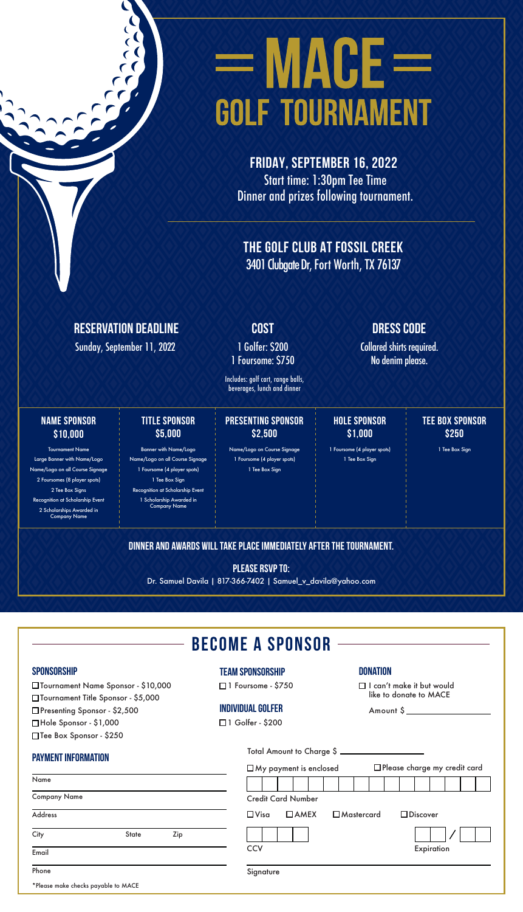# MACE
# GOLF TOURNAMENT

**FRIDAY, SEPTEMBER 16, 2022**
Start time: 1:30pm Tee Time
Dinner and prizes following tournament.

**THE GOLF CLUB AT FOSSIL CREEK**
3401 Clubgate Dr, Fort Worth, TX 76137

## RESERVATION DEADLINE
Sunday, September 11, 2022

## COST
1 Golfer: $200
1 Foursome: $750

Includes: golf cart, range balls, beverages, lunch and dinner

## DRESS CODE
Collared shirts required.
No denim please.

### NAME SPONSOR $10,000
- Tournament Name
- Large Banner with Name/Logo
- Name/Logo on all Course Signage
- 2 Foursomes (8 player spots)
- 2 Tee Box Signs
- Recognition at Scholarship Event
- 2 Scholarships Awarded in Company Name

### TITLE SPONSOR $5,000
- Banner with Name/Logo
- Name/Logo on all Course Signage
- 1 Foursome (4 player spots)
- 1 Tee Box Sign
- Recognition at Scholarship Event
- 1 Scholarship Awarded in Company Name

### PRESENTING SPONSOR $2,500
- Name/Logo on Course Signage
- 1 Foursome (4 player spots)
- 1 Tee Box Sign

### HOLE SPONSOR $1,000
- 1 Foursome (4 player spots)
- 1 Tee Box Sign

### TEE BOX SPONSOR $250
- 1 Tee Box Sign

**DINNER AND AWARDS WILL TAKE PLACE IMMEDIATELY AFTER THE TOURNAMENT.**

**PLEASE RSVP TO:**
Dr. Samuel Davila | 817-366-7402 | Samuel_v_davila@yahoo.com

## BECOME A SPONSOR

### SPONSORSHIP
- ☐ Tournament Name Sponsor - $10,000
- ☐ Tournament Title Sponsor - $5,000
- ☐ Presenting Sponsor - $2,500
- ☐ Hole Sponsor - $1,000
- ☐ Tee Box Sponsor - $250

### TEAM SPONSORSHIP
- ☐ 1 Foursome - $750

### INDIVIDUAL GOLFER
- ☐ 1 Golfer - $200

### DONATION
- ☐ I can't make it but would like to donate to MACE

Amount $ ____________

### PAYMENT INFORMATION
Name ____________

Company Name ____________

Address ____________

City ____________ State ____________ Zip ____________

Email ____________

Phone ____________

*Please make checks payable to MACE

Total Amount to Charge $ ____________

☐ My payment is enclosed ☐ Please charge my credit card

Credit Card Number ____________

☐ Visa ☐ AMEX ☐ Mastercard ☐ Discover

CCV ____________ Expiration ____ / ____

Signature ____________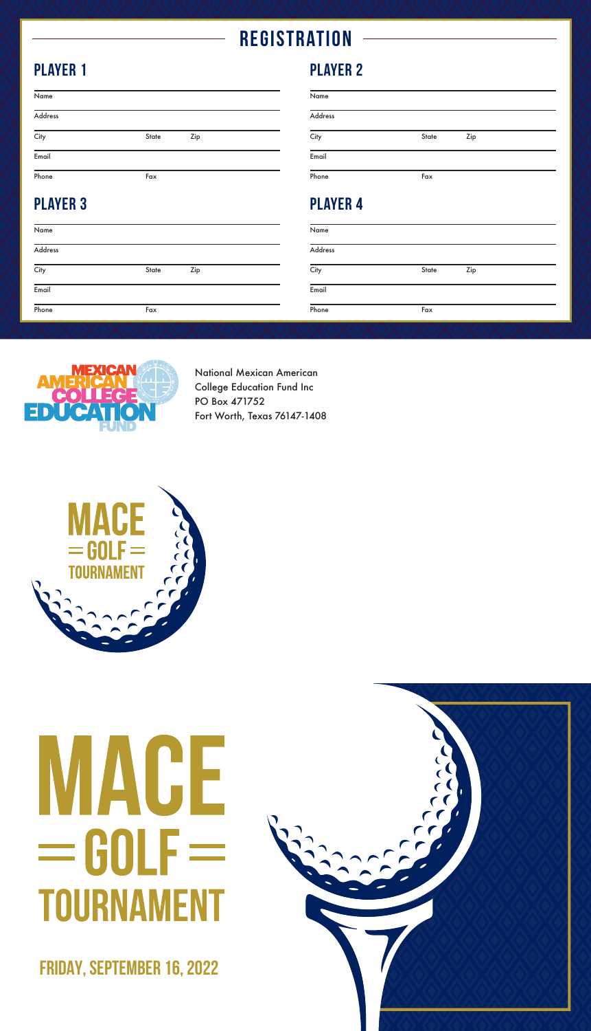## REGISTRATION

### PLAYER 1

Name

Address

City State Zip

Email

Phone Fax

### PLAYER 2

Name

Address

City State Zip

Email

Phone Fax

### PLAYER 3

Name

Address

City State Zip

Email

Phone Fax

### PLAYER 4

Name

Address

City State Zip

Email

Phone Fax

MEXICAN AMERICAN COLLEGE EDUCATION FUND

National Mexican American
College Education Fund Inc
PO Box 471752
Fort Worth, Texas 76147-1408

MACE = GOLF = TOURNAMENT

# MACE = GOLF = TOURNAMENT

## FRIDAY, SEPTEMBER 16, 2022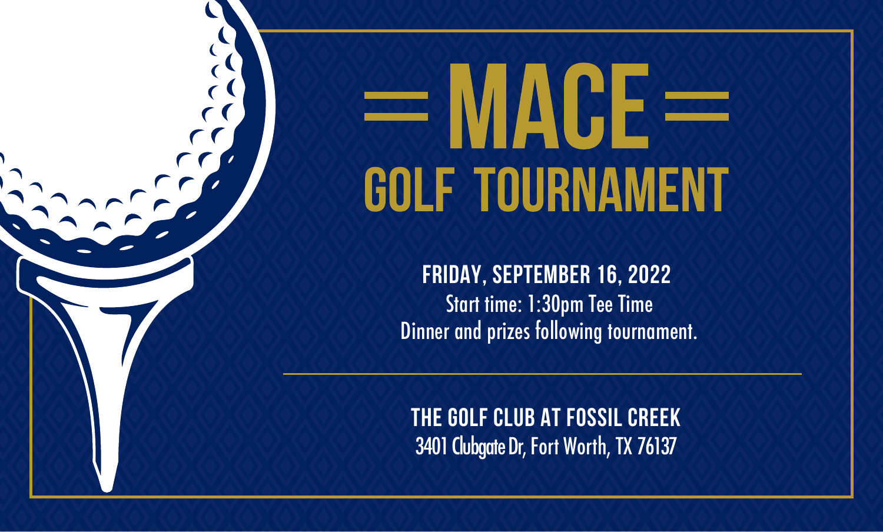# MACE

## GOLF TOURNAMENT

**FRIDAY, SEPTEMBER 16, 2022**

Start time: 1:30pm Tee Time

Dinner and prizes following tournament.

---

**THE GOLF CLUB AT FOSSIL CREEK**

3401 Clubgate Dr, Fort Worth, TX 76137